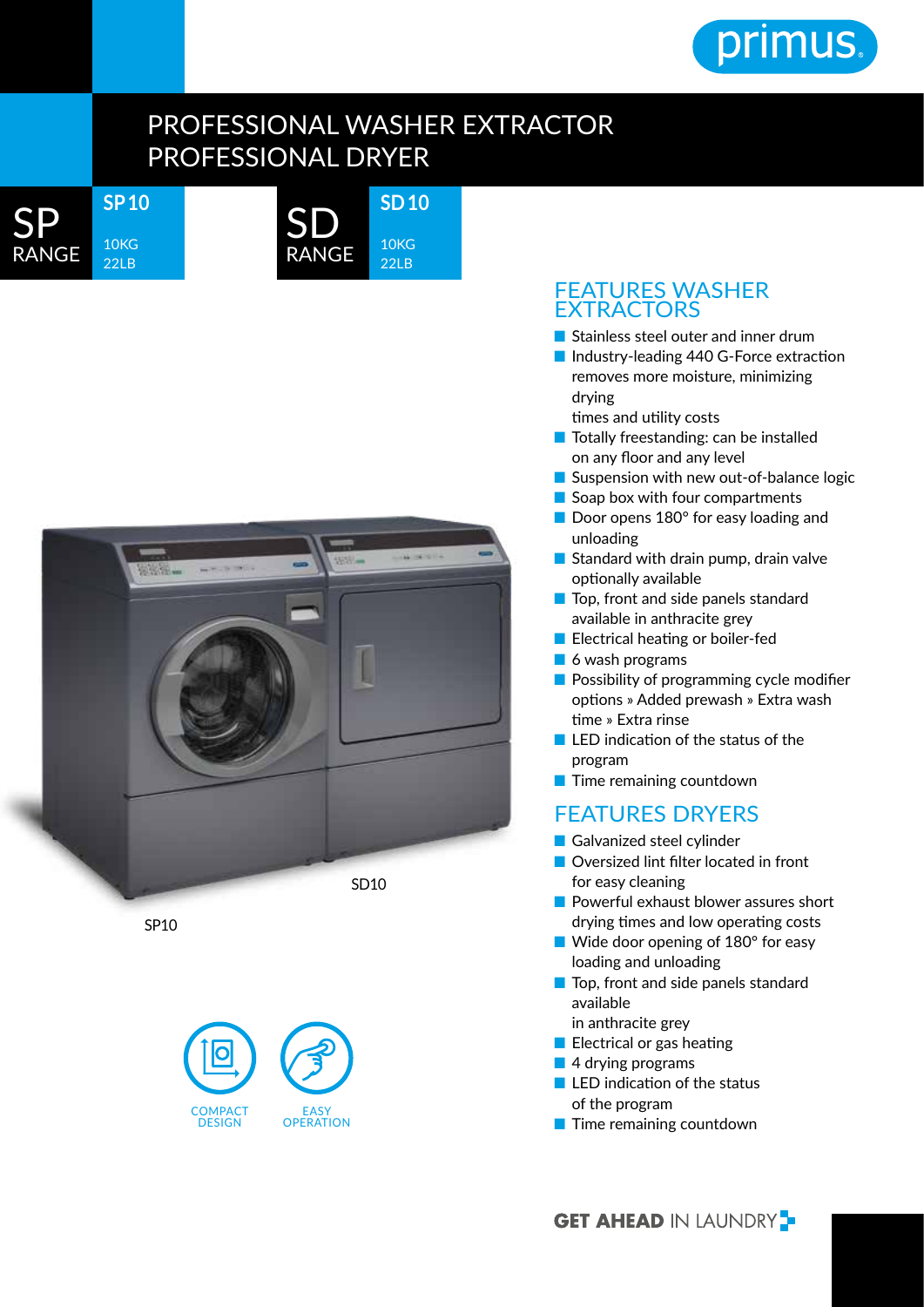# PROFESSIONAL WASHER EXTRACTOR
# PROFESSIONAL DRYER

**SP RANGE** — **SP 10** 10KG 22LB

**SD RANGE** — **SD 10** 10KG 22LB

SD10

SP10

COMPACT DESIGN

EASY OPERATION

## FEATURES WASHER EXTRACTORS

- Stainless steel outer and inner drum
- Industry-leading 440 G-Force extraction removes more moisture, minimizing drying times and utility costs
- Totally freestanding: can be installed on any floor and any level
- Suspension with new out-of-balance logic
- Soap box with four compartments
- Door opens 180° for easy loading and unloading
- Standard with drain pump, drain valve optionally available
- Top, front and side panels standard available in anthracite grey
- Electrical heating or boiler-fed
- 6 wash programs
- Possibility of programming cycle modifier options » Added prewash » Extra wash time » Extra rinse
- LED indication of the status of the program
- Time remaining countdown

## FEATURES DRYERS

- Galvanized steel cylinder
- Oversized lint filter located in front for easy cleaning
- Powerful exhaust blower assures short drying times and low operating costs
- Wide door opening of 180° for easy loading and unloading
- Top, front and side panels standard available in anthracite grey
- Electrical or gas heating
- 4 drying programs
- LED indication of the status of the program
- Time remaining countdown

**GET AHEAD** IN LAUNDRY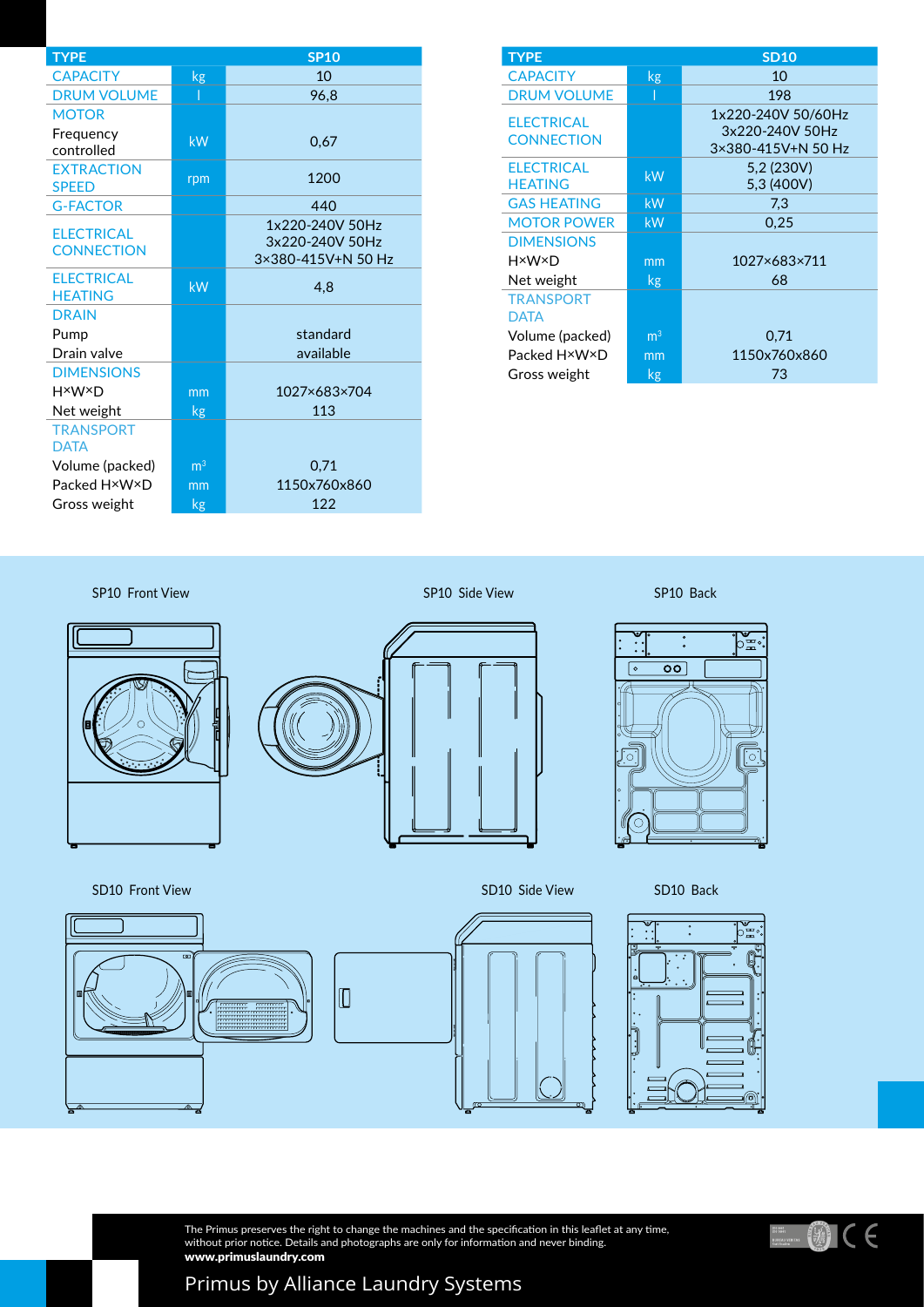| TYPE | | SP10 |
|---|---|---|
| CAPACITY | kg | 10 |
| DRUM VOLUME | l | 96,8 |
| MOTOR<br>Frequency controlled | kW | 0,67 |
| EXTRACTION SPEED | rpm | 1200 |
| G-FACTOR | | 440 |
| ELECTRICAL CONNECTION | | 1x220-240V 50Hz<br>3x220-240V 50Hz<br>3×380-415V+N 50 Hz |
| ELECTRICAL HEATING | kW | 4,8 |
| DRAIN<br>Pump<br>Drain valve | | <br>standard<br>available |
| DIMENSIONS<br>H×W×D<br>Net weight | <br>mm<br>kg | <br>1027×683×704<br>113 |
| TRANSPORT DATA<br>Volume (packed)<br>Packed H×W×D<br>Gross weight | <br>$m^3$<br>mm<br>kg | <br>0,71<br>1150x760x860<br>122 |

| TYPE | | SD10 |
|---|---|---|
| CAPACITY | kg | 10 |
| DRUM VOLUME | l | 198 |
| ELECTRICAL CONNECTION | | 1x220-240V 50/60Hz<br>3x220-240V 50Hz<br>3×380-415V+N 50 Hz |
| ELECTRICAL HEATING | kW | 5,2 (230V)<br>5,3 (400V) |
| GAS HEATING | kW | 7,3 |
| MOTOR POWER | kW | 0,25 |
| DIMENSIONS<br>H×W×D<br>Net weight | <br>mm<br>kg | <br>1027×683×711<br>68 |
| TRANSPORT DATA<br>Volume (packed)<br>Packed H×W×D<br>Gross weight | <br>$m^3$<br>mm<br>kg | <br>0,71<br>1150x760x860<br>73 |

SP10 Front View

SP10 Side View

SP10 Back

SD10 Front View

SD10 Side View

SD10 Back

The Primus preserves the right to change the machines and the specification in this leaflet at any time, without prior notice. Details and photographs are only for information and never binding.
**www.primuslaundry.com**

Primus by Alliance Laundry Systems